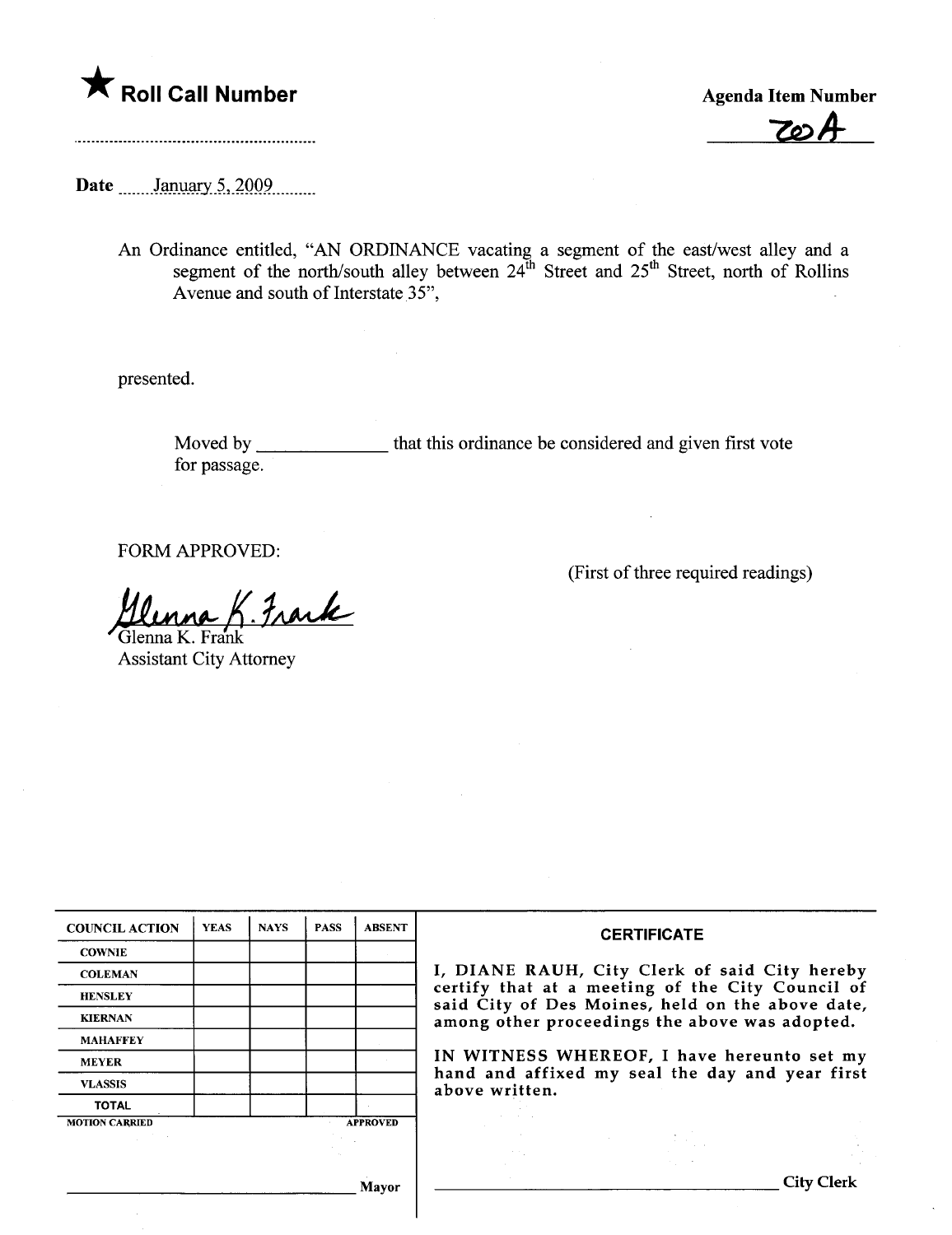★ **Roll Call Number**

**Agenda Item Number**

20A

**Date** January 5, 2009

An Ordinance entitled, "AN ORDINANCE vacating a segment of the east/west alley and a segment of the north/south alley between 24th Street and 25th Street, north of Rollins Avenue and south of Interstate 35",

presented.

Moved by \_\_\_\_\_\_\_\_\_\_\_\_\_\_ that this ordinance be considered and given first vote for passage.

FORM APPROVED:

(First of three required readings)

Glenna K. Frank
Glenna K. Frank
Assistant City Attorney

| COUNCIL ACTION | YEAS | NAYS | PASS | ABSENT |
| --- | --- | --- | --- | --- |
| COWNIE | | | | |
| COLEMAN | | | | |
| HENSLEY | | | | |
| KIERNAN | | | | |
| MAHAFFEY | | | | |
| MEYER | | | | |
| VLASSIS | | | | |
| TOTAL | | | | |

MOTION CARRIED APPROVED

\_\_\_\_\_\_\_\_\_\_\_\_\_\_\_\_\_\_\_\_\_\_\_\_\_\_\_\_\_\_ Mayor

**CERTIFICATE**

I, DIANE RAUH, City Clerk of said City hereby certify that at a meeting of the City Council of said City of Des Moines, held on the above date, among other proceedings the above was adopted.

IN WITNESS WHEREOF, I have hereunto set my hand and affixed my seal the day and year first above written.

\_\_\_\_\_\_\_\_\_\_\_\_\_\_\_\_\_\_\_\_\_\_\_\_\_\_\_\_\_\_ City Clerk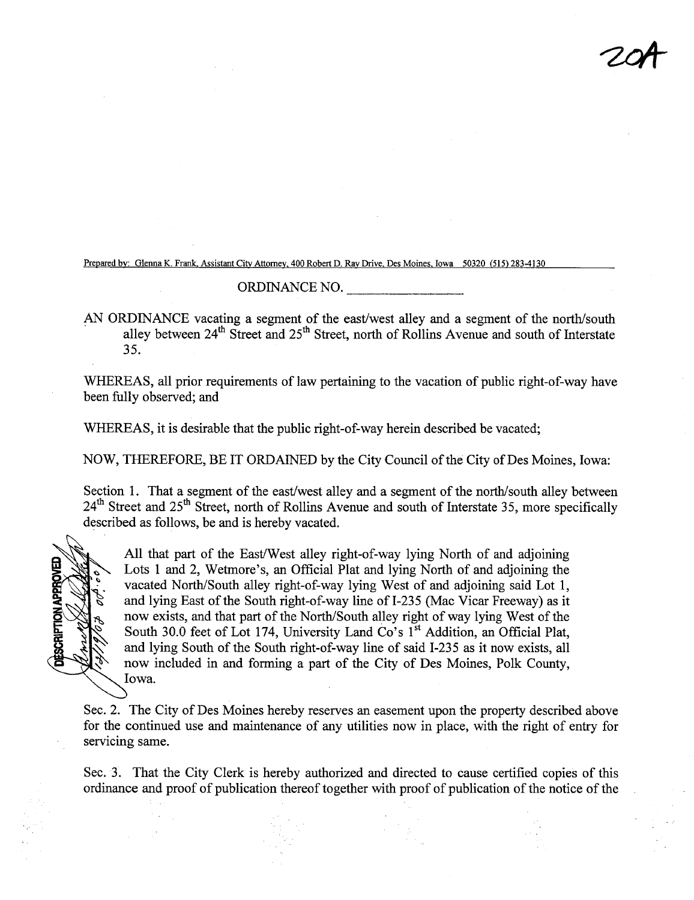20A

Prepared by: Glenna K. Frank, Assistant City Attorney, 400 Robert D. Ray Drive, Des Moines, Iowa 50320 (515) 283-4130

ORDINANCE NO. \_\_\_\_\_\_\_\_\_\_\_\_\_\_\_\_

AN ORDINANCE vacating a segment of the east/west alley and a segment of the north/south alley between 24th Street and 25th Street, north of Rollins Avenue and south of Interstate 35.

WHEREAS, all prior requirements of law pertaining to the vacation of public right-of-way have been fully observed; and

WHEREAS, it is desirable that the public right-of-way herein described be vacated;

NOW, THEREFORE, BE IT ORDAINED by the City Council of the City of Des Moines, Iowa:

Section 1. That a segment of the east/west alley and a segment of the north/south alley between 24th Street and 25th Street, north of Rollins Avenue and south of Interstate 35, more specifically described as follows, be and is hereby vacated.

> All that part of the East/West alley right-of-way lying North of and adjoining Lots 1 and 2, Wetmore's, an Official Plat and lying North of and adjoining the vacated North/South alley right-of-way lying West of and adjoining said Lot 1, and lying East of the South right-of-way line of I-235 (Mac Vicar Freeway) as it now exists, and that part of the North/South alley right of way lying West of the South 30.0 feet of Lot 174, University Land Co's 1st Addition, an Official Plat, and lying South of the South right-of-way line of said I-235 as it now exists, all now included in and forming a part of the City of Des Moines, Polk County, Iowa.

DESCRIPTION APPROVED 12/19/07

Sec. 2. The City of Des Moines hereby reserves an easement upon the property described above for the continued use and maintenance of any utilities now in place, with the right of entry for servicing same.

Sec. 3. That the City Clerk is hereby authorized and directed to cause certified copies of this ordinance and proof of publication thereof together with proof of publication of the notice of the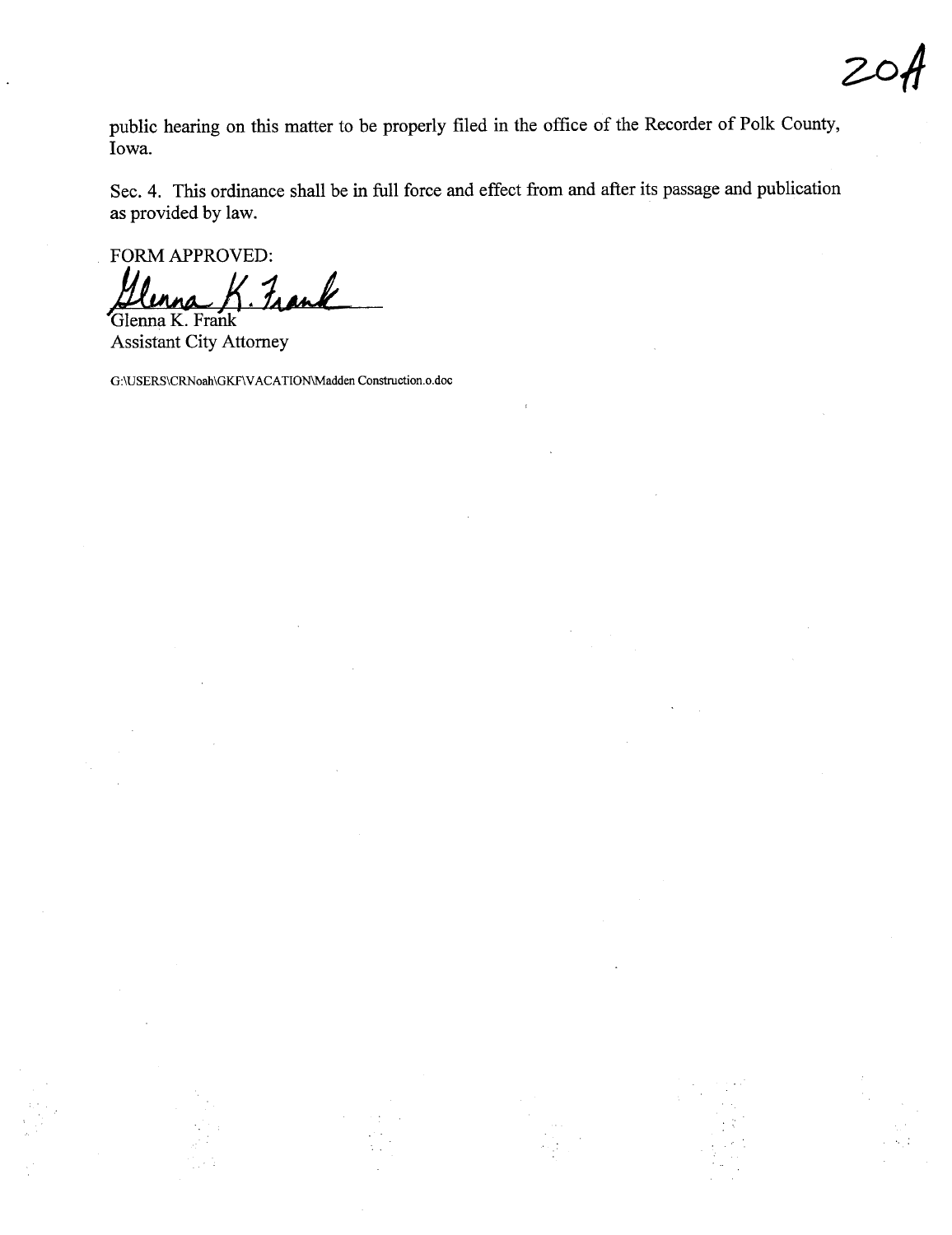20A

public hearing on this matter to be properly filed in the office of the Recorder of Polk County, Iowa.

Sec. 4. This ordinance shall be in full force and effect from and after its passage and publication as provided by law.

FORM APPROVED:

Glenna K. Frank

Glenna K. Frank
Assistant City Attorney

G:\USERS\CRNoah\GKF\VACATION\Madden Construction.o.doc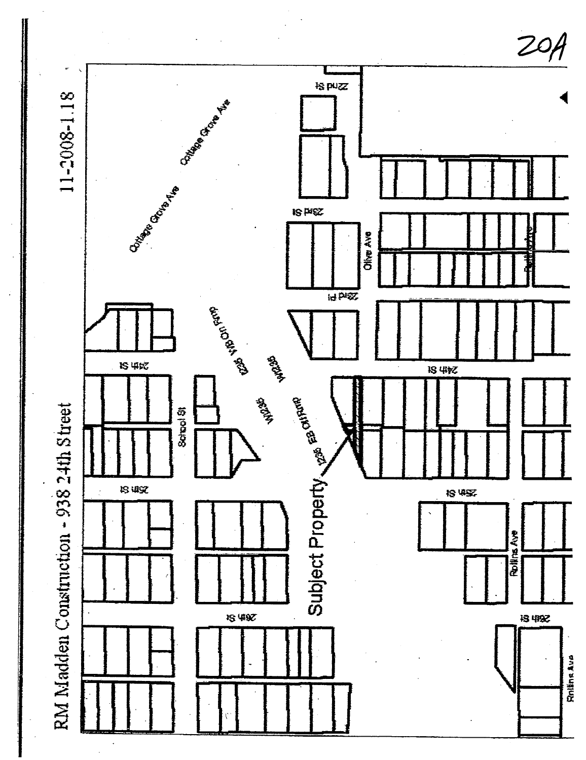20A

RM Madden Construction - 938 24th Street

11-2008-1.18

Cottage Grove Ave

Cottage Grove Ave

Cottage Grove Ave

22nd St

23rd St

22nd Pl

Olive Ave

24th St

24th St

I235 WB On Rmp

W I235

W I235

I235 EB Off Rmp

School St

25th St

25th St

Subject Property

Rollins Ave

26th St

26th St

Rollins Ave